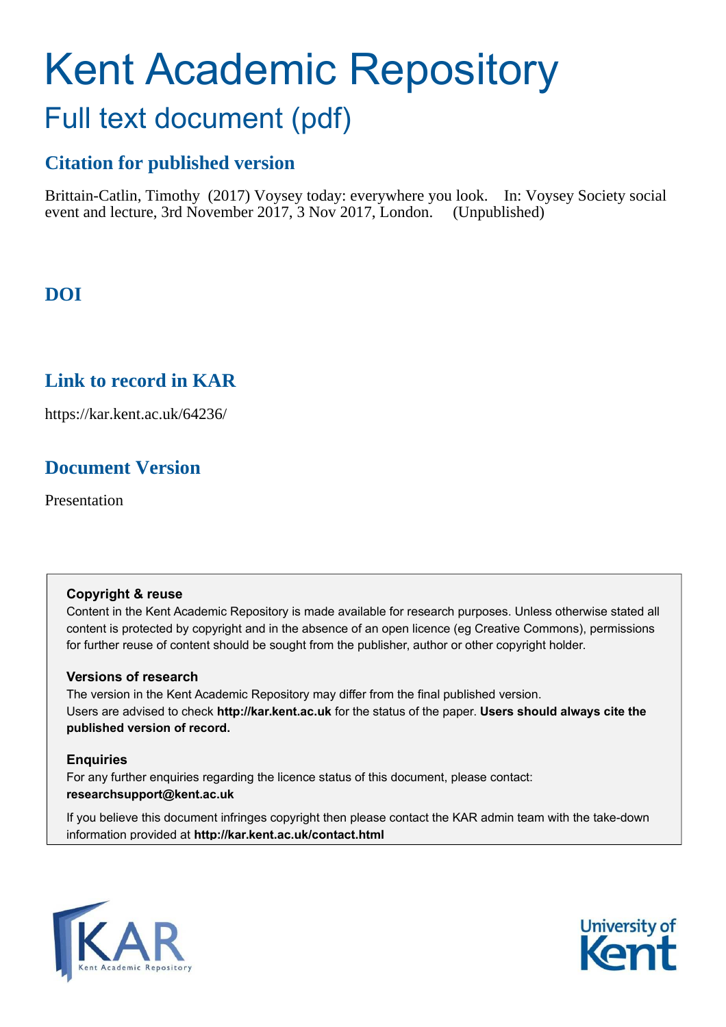# Kent Academic Repository

## Full text document (pdf)

### Citation for published version

Brittain-Catlin, Timothy (2017) Voysey today: everywhere you look. In: Voysey Society social event and lecture, 3rd November 2017, 3 Nov 2017, London. (Unpublished)

### DOI

### Link to record in KAR

https://kar.kent.ac.uk/64236/

### Document Version

Presentation

**Copyright & reuse**

Content in the Kent Academic Repository is made available for research purposes. Unless otherwise stated all content is protected by copyright and in the absence of an open licence (eg Creative Commons), permissions for further reuse of content should be sought from the publisher, author or other copyright holder.

**Versions of research**

The version in the Kent Academic Repository may differ from the final published version. Users are advised to check **http://kar.kent.ac.uk** for the status of the paper. **Users should always cite the published version of record.**

**Enquiries**

For any further enquiries regarding the licence status of this document, please contact: **researchsupport@kent.ac.uk**

If you believe this document infringes copyright then please contact the KAR admin team with the take-down information provided at **http://kar.kent.ac.uk/contact.html**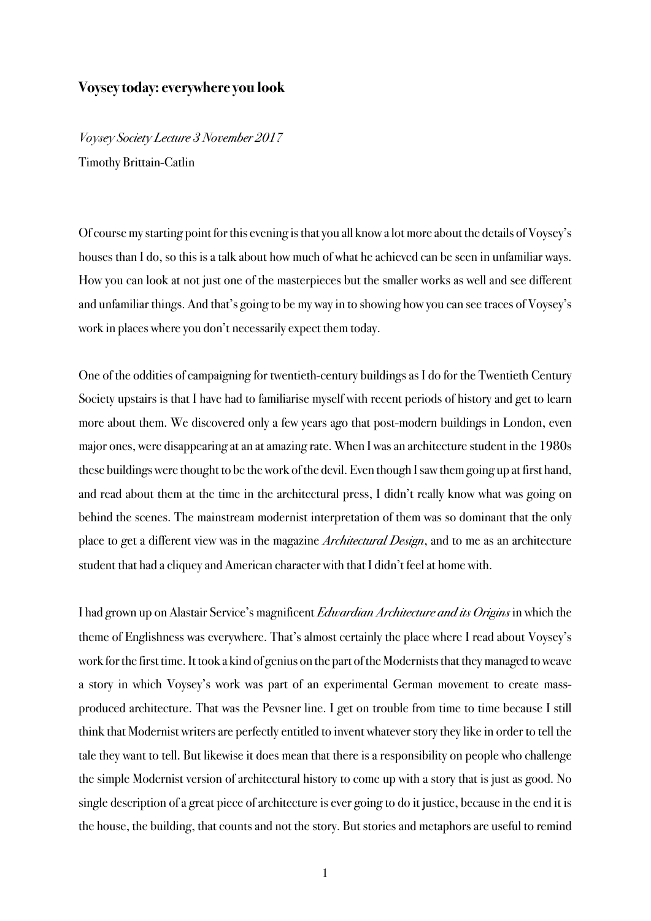**Voysey today: everywhere you look**

*Voysey Society Lecture 3 November 2017*

Timothy Brittain-Catlin

Of course my starting point for this evening is that you all know a lot more about the details of Voysey's houses than I do, so this is a talk about how much of what he achieved can be seen in unfamiliar ways. How you can look at not just one of the masterpieces but the smaller works as well and see different and unfamiliar things. And that's going to be my way in to showing how you can see traces of Voysey's work in places where you don't necessarily expect them today.

One of the oddities of campaigning for twentieth-century buildings as I do for the Twentieth Century Society upstairs is that I have had to familiarise myself with recent periods of history and get to learn more about them. We discovered only a few years ago that post-modern buildings in London, even major ones, were disappearing at an at amazing rate. When I was an architecture student in the 1980s these buildings were thought to be the work of the devil. Even though I saw them going up at first hand, and read about them at the time in the architectural press, I didn't really know what was going on behind the scenes. The mainstream modernist interpretation of them was so dominant that the only place to get a different view was in the magazine *Architectural Design*, and to me as an architecture student that had a cliquey and American character with that I didn't feel at home with.

I had grown up on Alastair Service's magnificent *Edwardian Architecture and its Origins* in which the theme of Englishness was everywhere. That's almost certainly the place where I read about Voysey's work for the first time. It took a kind of genius on the part of the Modernists that they managed to weave a story in which Voysey's work was part of an experimental German movement to create mass-produced architecture. That was the Pevsner line. I get on trouble from time to time because I still think that Modernist writers are perfectly entitled to invent whatever story they like in order to tell the tale they want to tell. But likewise it does mean that there is a responsibility on people who challenge the simple Modernist version of architectural history to come up with a story that is just as good. No single description of a great piece of architecture is ever going to do it justice, because in the end it is the house, the building, that counts and not the story. But stories and metaphors are useful to remind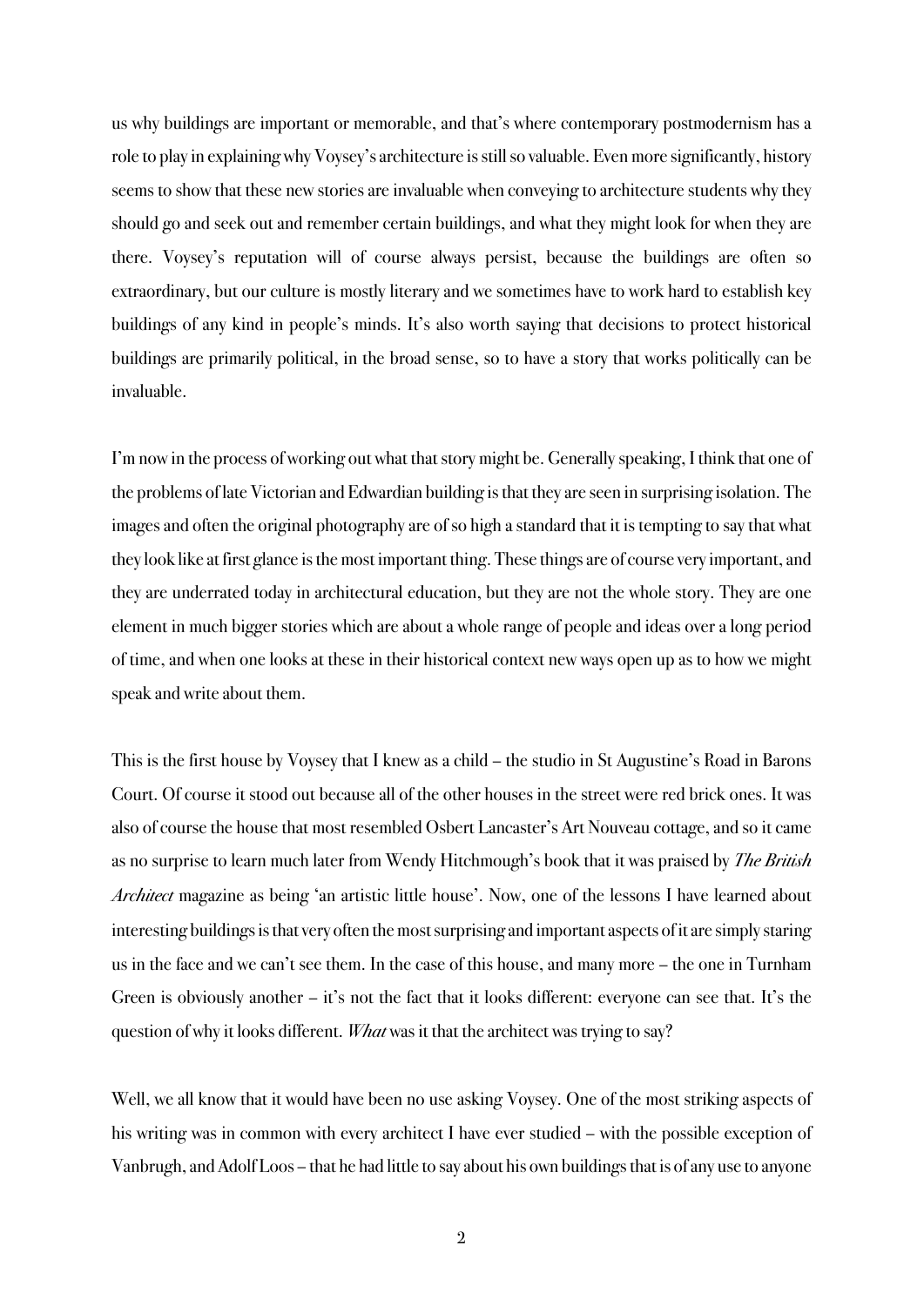us why buildings are important or memorable, and that's where contemporary postmodernism has a role to play in explaining why Voysey's architecture is still so valuable. Even more significantly, history seems to show that these new stories are invaluable when conveying to architecture students why they should go and seek out and remember certain buildings, and what they might look for when they are there. Voysey's reputation will of course always persist, because the buildings are often so extraordinary, but our culture is mostly literary and we sometimes have to work hard to establish key buildings of any kind in people's minds. It's also worth saying that decisions to protect historical buildings are primarily political, in the broad sense, so to have a story that works politically can be invaluable.

I'm now in the process of working out what that story might be. Generally speaking, I think that one of the problems of late Victorian and Edwardian building is that they are seen in surprising isolation. The images and often the original photography are of so high a standard that it is tempting to say that what they look like at first glance is the most important thing. These things are of course very important, and they are underrated today in architectural education, but they are not the whole story. They are one element in much bigger stories which are about a whole range of people and ideas over a long period of time, and when one looks at these in their historical context new ways open up as to how we might speak and write about them.

This is the first house by Voysey that I knew as a child – the studio in St Augustine's Road in Barons Court. Of course it stood out because all of the other houses in the street were red brick ones. It was also of course the house that most resembled Osbert Lancaster's Art Nouveau cottage, and so it came as no surprise to learn much later from Wendy Hitchmough's book that it was praised by *The British Architect* magazine as being 'an artistic little house'. Now, one of the lessons I have learned about interesting buildings is that very often the most surprising and important aspects of it are simply staring us in the face and we can't see them. In the case of this house, and many more – the one in Turnham Green is obviously another – it's not the fact that it looks different: everyone can see that. It's the question of why it looks different. *What* was it that the architect was trying to say?

Well, we all know that it would have been no use asking Voysey. One of the most striking aspects of his writing was in common with every architect I have ever studied – with the possible exception of Vanbrugh, and Adolf Loos – that he had little to say about his own buildings that is of any use to anyone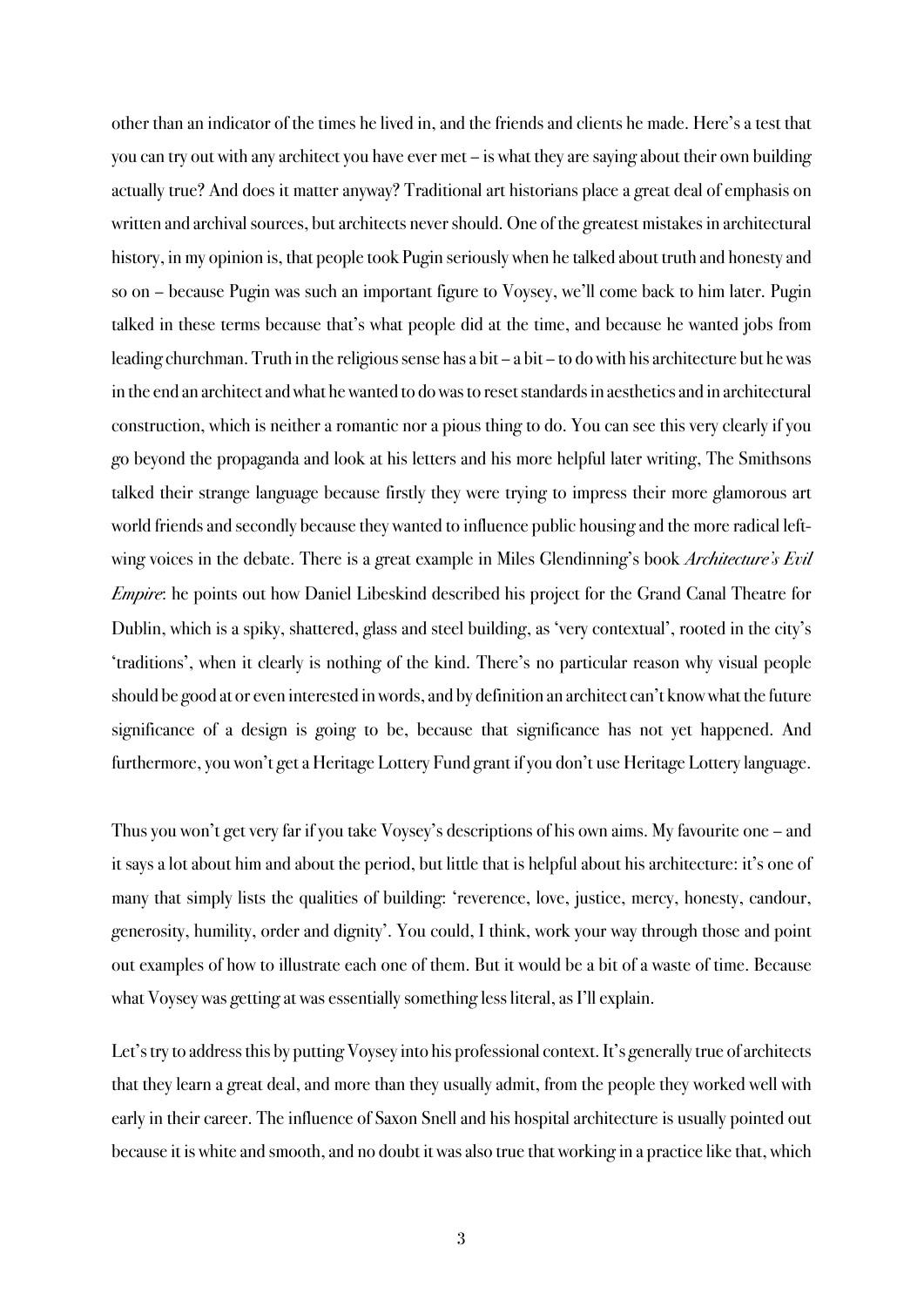other than an indicator of the times he lived in, and the friends and clients he made. Here's a test that you can try out with any architect you have ever met – is what they are saying about their own building actually true? And does it matter anyway? Traditional art historians place a great deal of emphasis on written and archival sources, but architects never should. One of the greatest mistakes in architectural history, in my opinion is, that people took Pugin seriously when he talked about truth and honesty and so on – because Pugin was such an important figure to Voysey, we'll come back to him later. Pugin talked in these terms because that's what people did at the time, and because he wanted jobs from leading churchman. Truth in the religious sense has a bit – a bit – to do with his architecture but he was in the end an architect and what he wanted to do was to reset standards in aesthetics and in architectural construction, which is neither a romantic nor a pious thing to do. You can see this very clearly if you go beyond the propaganda and look at his letters and his more helpful later writing, The Smithsons talked their strange language because firstly they were trying to impress their more glamorous art world friends and secondly because they wanted to influence public housing and the more radical left-wing voices in the debate. There is a great example in Miles Glendinning's book *Architecture's Evil Empire*: he points out how Daniel Libeskind described his project for the Grand Canal Theatre for Dublin, which is a spiky, shattered, glass and steel building, as 'very contextual', rooted in the city's 'traditions', when it clearly is nothing of the kind. There's no particular reason why visual people should be good at or even interested in words, and by definition an architect can't know what the future significance of a design is going to be, because that significance has not yet happened. And furthermore, you won't get a Heritage Lottery Fund grant if you don't use Heritage Lottery language.

Thus you won't get very far if you take Voysey's descriptions of his own aims. My favourite one – and it says a lot about him and about the period, but little that is helpful about his architecture: it's one of many that simply lists the qualities of building: 'reverence, love, justice, mercy, honesty, candour, generosity, humility, order and dignity'. You could, I think, work your way through those and point out examples of how to illustrate each one of them. But it would be a bit of a waste of time. Because what Voysey was getting at was essentially something less literal, as I'll explain.

Let's try to address this by putting Voysey into his professional context. It's generally true of architects that they learn a great deal, and more than they usually admit, from the people they worked well with early in their career. The influence of Saxon Snell and his hospital architecture is usually pointed out because it is white and smooth, and no doubt it was also true that working in a practice like that, which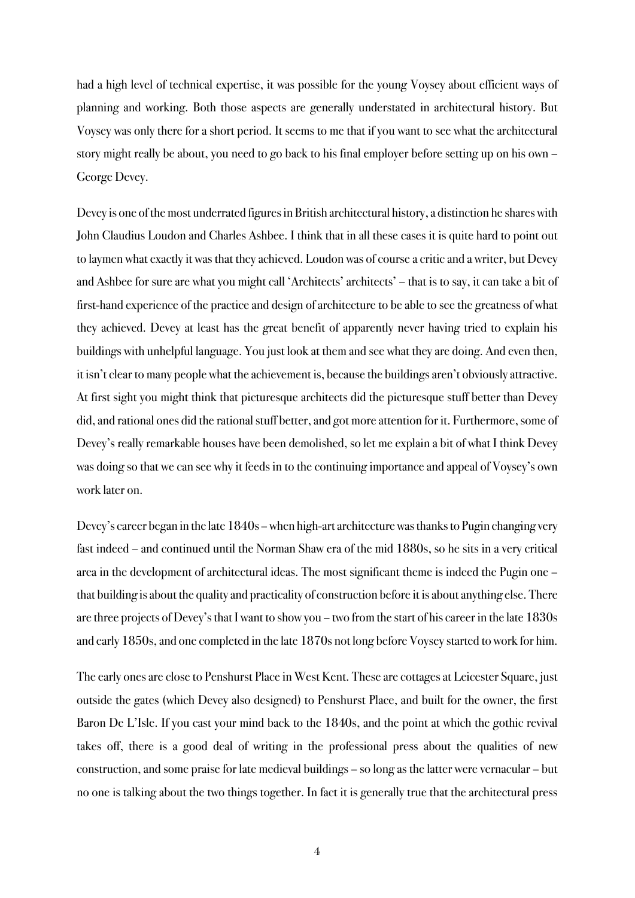had a high level of technical expertise, it was possible for the young Voysey about efficient ways of planning and working. Both those aspects are generally understated in architectural history. But Voysey was only there for a short period. It seems to me that if you want to see what the architectural story might really be about, you need to go back to his final employer before setting up on his own – George Devey.

Devey is one of the most underrated figures in British architectural history, a distinction he shares with John Claudius Loudon and Charles Ashbee. I think that in all these cases it is quite hard to point out to laymen what exactly it was that they achieved. Loudon was of course a critic and a writer, but Devey and Ashbee for sure are what you might call 'Architects' architects' – that is to say, it can take a bit of first-hand experience of the practice and design of architecture to be able to see the greatness of what they achieved. Devey at least has the great benefit of apparently never having tried to explain his buildings with unhelpful language. You just look at them and see what they are doing. And even then, it isn't clear to many people what the achievement is, because the buildings aren't obviously attractive. At first sight you might think that picturesque architects did the picturesque stuff better than Devey did, and rational ones did the rational stuff better, and got more attention for it. Furthermore, some of Devey's really remarkable houses have been demolished, so let me explain a bit of what I think Devey was doing so that we can see why it feeds in to the continuing importance and appeal of Voysey's own work later on.

Devey's career began in the late 1840s – when high-art architecture was thanks to Pugin changing very fast indeed – and continued until the Norman Shaw era of the mid 1880s, so he sits in a very critical area in the development of architectural ideas. The most significant theme is indeed the Pugin one – that building is about the quality and practicality of construction before it is about anything else. There are three projects of Devey's that I want to show you – two from the start of his career in the late 1830s and early 1850s, and one completed in the late 1870s not long before Voysey started to work for him.

The early ones are close to Penshurst Place in West Kent. These are cottages at Leicester Square, just outside the gates (which Devey also designed) to Penshurst Place, and built for the owner, the first Baron De L'Isle. If you cast your mind back to the 1840s, and the point at which the gothic revival takes off, there is a good deal of writing in the professional press about the qualities of new construction, and some praise for late medieval buildings – so long as the latter were vernacular – but no one is talking about the two things together. In fact it is generally true that the architectural press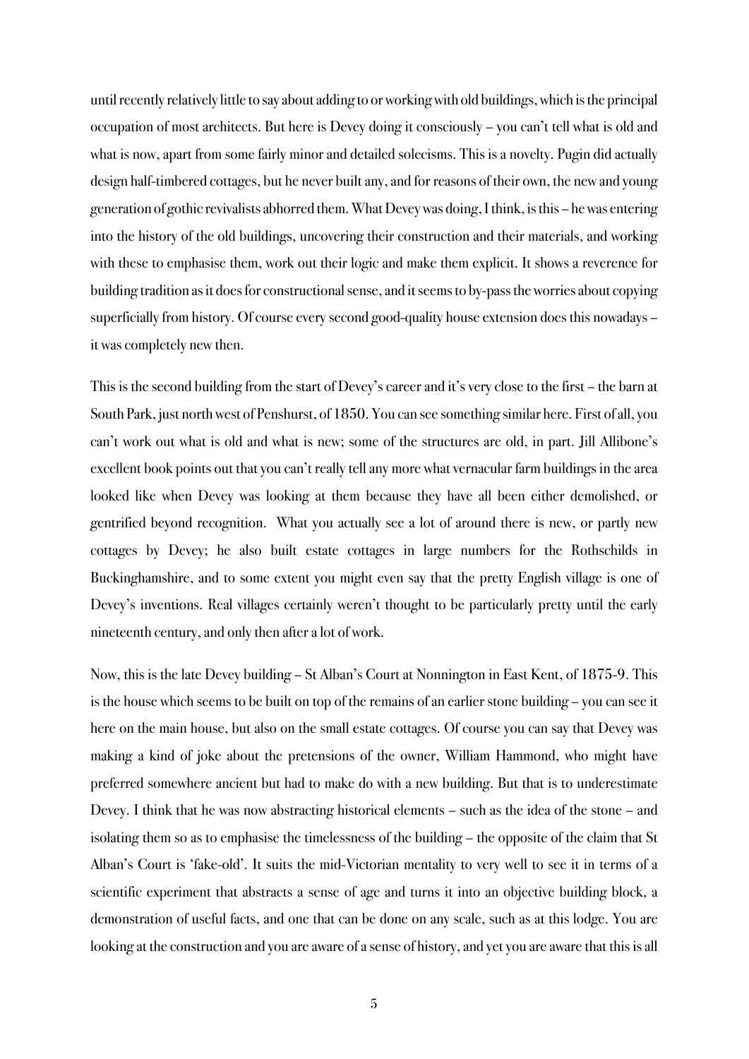until recently relatively little to say about adding to or working with old buildings, which is the principal occupation of most architects. But here is Devey doing it consciously – you can't tell what is old and what is now, apart from some fairly minor and detailed solecisms. This is a novelty. Pugin did actually design half-timbered cottages, but he never built any, and for reasons of their own, the new and young generation of gothic revivalists abhorred them. What Devey was doing, I think, is this – he was entering into the history of the old buildings, uncovering their construction and their materials, and working with these to emphasise them, work out their logic and make them explicit. It shows a reverence for building tradition as it does for constructional sense, and it seems to by-pass the worries about copying superficially from history. Of course every second good-quality house extension does this nowadays – it was completely new then.

This is the second building from the start of Devey's career and it's very close to the first – the barn at South Park, just north west of Penshurst, of 1850. You can see something similar here. First of all, you can't work out what is old and what is new; some of the structures are old, in part. Jill Allibone's excellent book points out that you can't really tell any more what vernacular farm buildings in the area looked like when Devey was looking at them because they have all been either demolished, or gentrified beyond recognition. What you actually see a lot of around there is new, or partly new cottages by Devey; he also built estate cottages in large numbers for the Rothschilds in Buckinghamshire, and to some extent you might even say that the pretty English village is one of Devey's inventions. Real villages certainly weren't thought to be particularly pretty until the early nineteenth century, and only then after a lot of work.

Now, this is the late Devey building – St Alban's Court at Nonnington in East Kent, of 1875-9. This is the house which seems to be built on top of the remains of an earlier stone building – you can see it here on the main house, but also on the small estate cottages. Of course you can say that Devey was making a kind of joke about the pretensions of the owner, William Hammond, who might have preferred somewhere ancient but had to make do with a new building. But that is to underestimate Devey. I think that he was now abstracting historical elements – such as the idea of the stone – and isolating them so as to emphasise the timelessness of the building – the opposite of the claim that St Alban's Court is 'fake-old'. It suits the mid-Victorian mentality to very well to see it in terms of a scientific experiment that abstracts a sense of age and turns it into an objective building block, a demonstration of useful facts, and one that can be done on any scale, such as at this lodge. You are looking at the construction and you are aware of a sense of history, and yet you are aware that this is all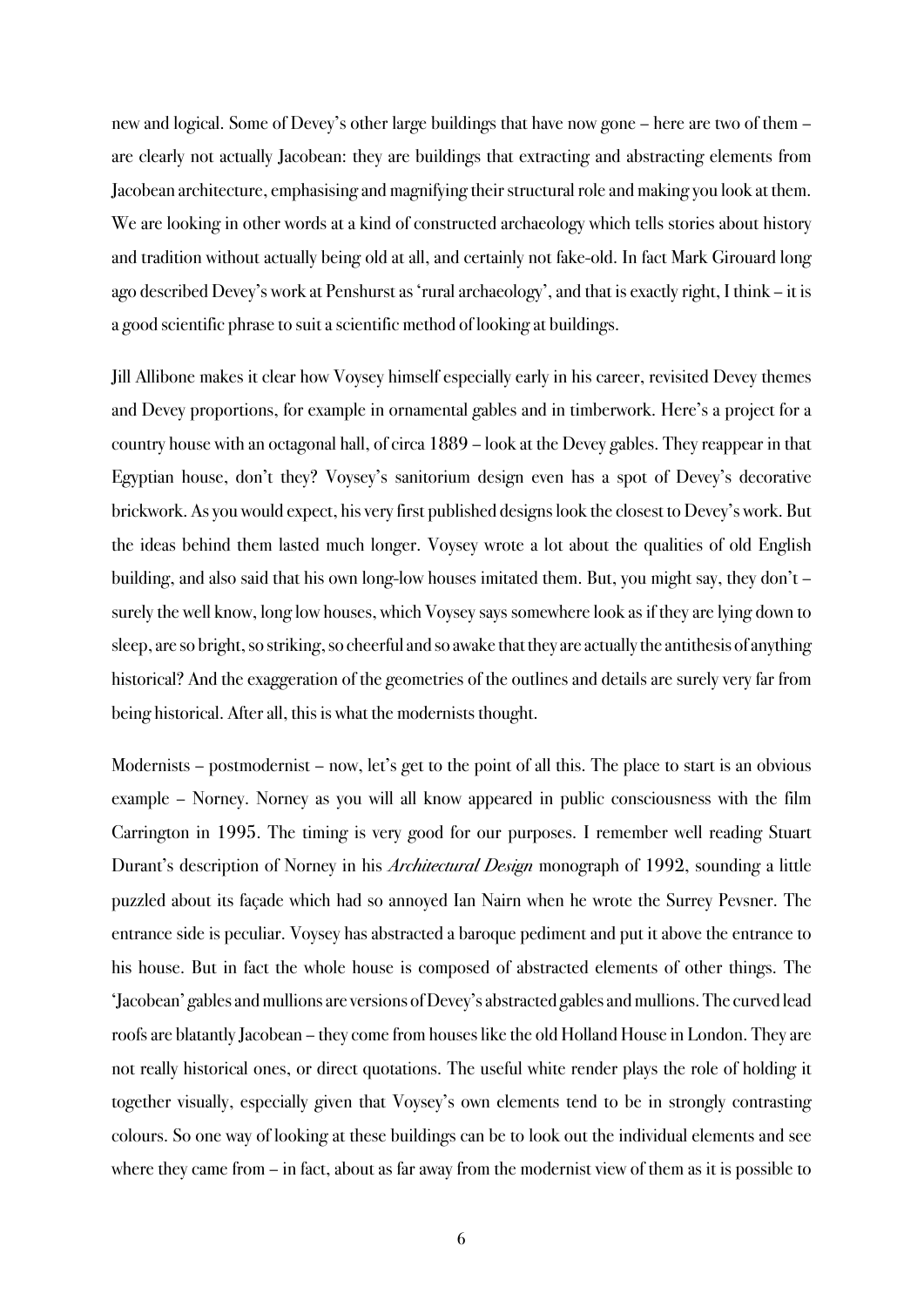new and logical. Some of Devey's other large buildings that have now gone – here are two of them – are clearly not actually Jacobean: they are buildings that extracting and abstracting elements from Jacobean architecture, emphasising and magnifying their structural role and making you look at them. We are looking in other words at a kind of constructed archaeology which tells stories about history and tradition without actually being old at all, and certainly not fake-old. In fact Mark Girouard long ago described Devey's work at Penshurst as 'rural archaeology', and that is exactly right, I think – it is a good scientific phrase to suit a scientific method of looking at buildings.

Jill Allibone makes it clear how Voysey himself especially early in his career, revisited Devey themes and Devey proportions, for example in ornamental gables and in timberwork. Here's a project for a country house with an octagonal hall, of circa 1889 – look at the Devey gables. They reappear in that Egyptian house, don't they? Voysey's sanitorium design even has a spot of Devey's decorative brickwork. As you would expect, his very first published designs look the closest to Devey's work. But the ideas behind them lasted much longer. Voysey wrote a lot about the qualities of old English building, and also said that his own long-low houses imitated them. But, you might say, they don't – surely the well know, long low houses, which Voysey says somewhere look as if they are lying down to sleep, are so bright, so striking, so cheerful and so awake that they are actually the antithesis of anything historical? And the exaggeration of the geometries of the outlines and details are surely very far from being historical. After all, this is what the modernists thought.

Modernists – postmodernist – now, let's get to the point of all this. The place to start is an obvious example – Norney. Norney as you will all know appeared in public consciousness with the film Carrington in 1995. The timing is very good for our purposes. I remember well reading Stuart Durant's description of Norney in his *Architectural Design* monograph of 1992, sounding a little puzzled about its façade which had so annoyed Ian Nairn when he wrote the Surrey Pevsner. The entrance side is peculiar. Voysey has abstracted a baroque pediment and put it above the entrance to his house. But in fact the whole house is composed of abstracted elements of other things. The 'Jacobean' gables and mullions are versions of Devey's abstracted gables and mullions. The curved lead roofs are blatantly Jacobean – they come from houses like the old Holland House in London. They are not really historical ones, or direct quotations. The useful white render plays the role of holding it together visually, especially given that Voysey's own elements tend to be in strongly contrasting colours. So one way of looking at these buildings can be to look out the individual elements and see where they came from – in fact, about as far away from the modernist view of them as it is possible to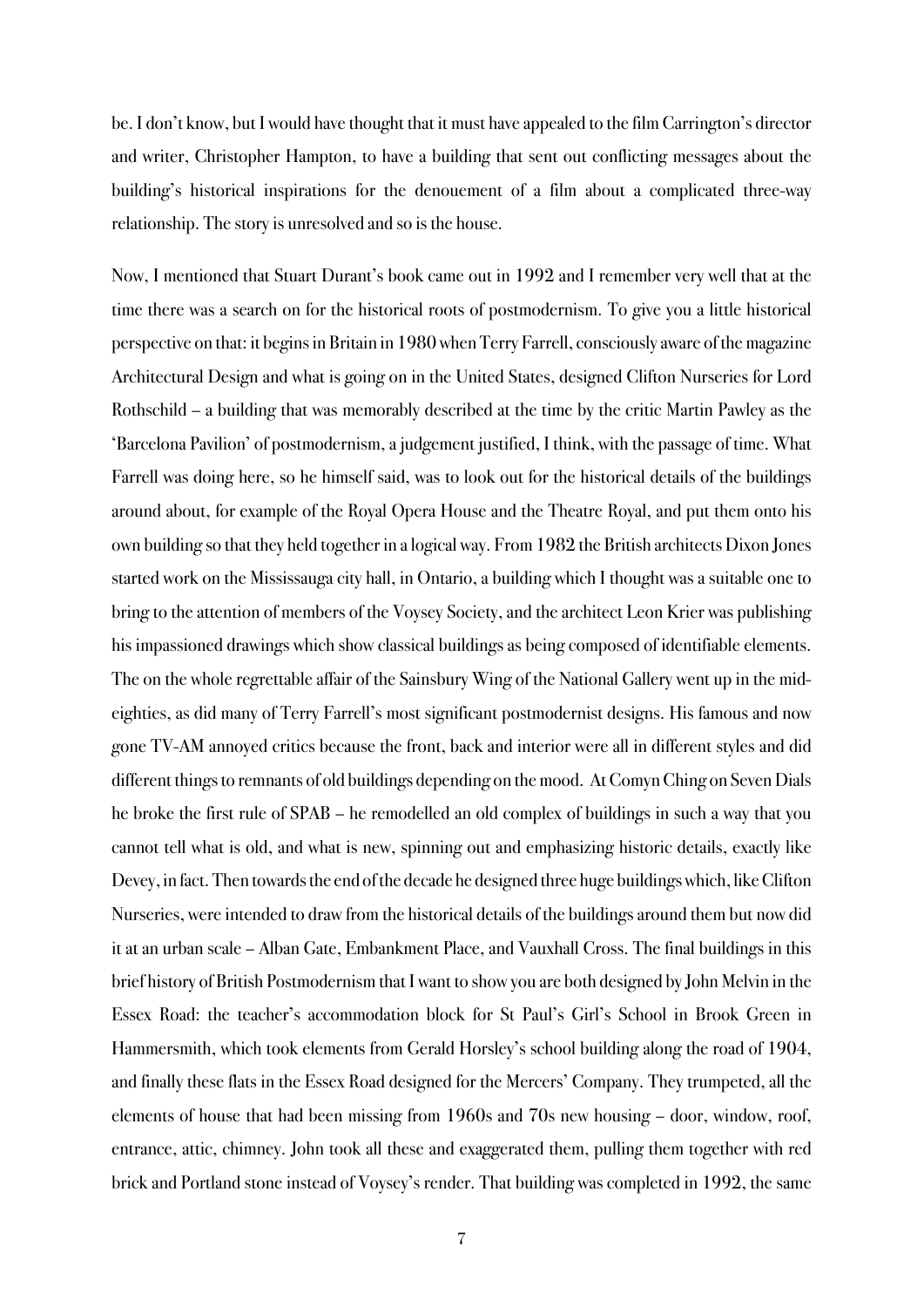be. I don't know, but I would have thought that it must have appealed to the film Carrington's director and writer, Christopher Hampton, to have a building that sent out conflicting messages about the building's historical inspirations for the denouement of a film about a complicated three-way relationship. The story is unresolved and so is the house.

Now, I mentioned that Stuart Durant's book came out in 1992 and I remember very well that at the time there was a search on for the historical roots of postmodernism. To give you a little historical perspective on that: it begins in Britain in 1980 when Terry Farrell, consciously aware of the magazine Architectural Design and what is going on in the United States, designed Clifton Nurseries for Lord Rothschild – a building that was memorably described at the time by the critic Martin Pawley as the 'Barcelona Pavilion' of postmodernism, a judgement justified, I think, with the passage of time. What Farrell was doing here, so he himself said, was to look out for the historical details of the buildings around about, for example of the Royal Opera House and the Theatre Royal, and put them onto his own building so that they held together in a logical way. From 1982 the British architects Dixon Jones started work on the Mississauga city hall, in Ontario, a building which I thought was a suitable one to bring to the attention of members of the Voysey Society, and the architect Leon Krier was publishing his impassioned drawings which show classical buildings as being composed of identifiable elements. The on the whole regrettable affair of the Sainsbury Wing of the National Gallery went up in the mid-eighties, as did many of Terry Farrell's most significant postmodernist designs. His famous and now gone TV-AM annoyed critics because the front, back and interior were all in different styles and did different things to remnants of old buildings depending on the mood. At Comyn Ching on Seven Dials he broke the first rule of SPAB – he remodelled an old complex of buildings in such a way that you cannot tell what is old, and what is new, spinning out and emphasizing historic details, exactly like Devey, in fact. Then towards the end of the decade he designed three huge buildings which, like Clifton Nurseries, were intended to draw from the historical details of the buildings around them but now did it at an urban scale – Alban Gate, Embankment Place, and Vauxhall Cross. The final buildings in this brief history of British Postmodernism that I want to show you are both designed by John Melvin in the Essex Road: the teacher's accommodation block for St Paul's Girl's School in Brook Green in Hammersmith, which took elements from Gerald Horsley's school building along the road of 1904, and finally these flats in the Essex Road designed for the Mercers' Company. They trumpeted, all the elements of house that had been missing from 1960s and 70s new housing – door, window, roof, entrance, attic, chimney. John took all these and exaggerated them, pulling them together with red brick and Portland stone instead of Voysey's render. That building was completed in 1992, the same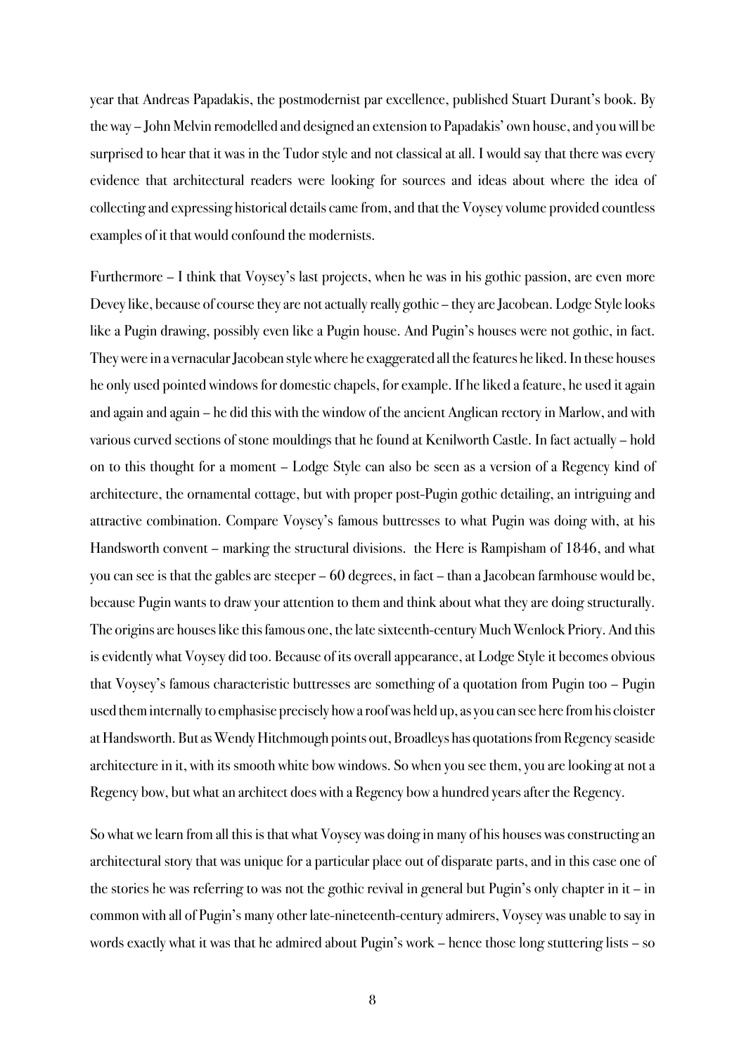year that Andreas Papadakis, the postmodernist par excellence, published Stuart Durant's book. By the way – John Melvin remodelled and designed an extension to Papadakis' own house, and you will be surprised to hear that it was in the Tudor style and not classical at all. I would say that there was every evidence that architectural readers were looking for sources and ideas about where the idea of collecting and expressing historical details came from, and that the Voysey volume provided countless examples of it that would confound the modernists.

Furthermore – I think that Voysey's last projects, when he was in his gothic passion, are even more Devey like, because of course they are not actually really gothic – they are Jacobean. Lodge Style looks like a Pugin drawing, possibly even like a Pugin house. And Pugin's houses were not gothic, in fact. They were in a vernacular Jacobean style where he exaggerated all the features he liked. In these houses he only used pointed windows for domestic chapels, for example. If he liked a feature, he used it again and again and again – he did this with the window of the ancient Anglican rectory in Marlow, and with various curved sections of stone mouldings that he found at Kenilworth Castle. In fact actually – hold on to this thought for a moment – Lodge Style can also be seen as a version of a Regency kind of architecture, the ornamental cottage, but with proper post-Pugin gothic detailing, an intriguing and attractive combination. Compare Voysey's famous buttresses to what Pugin was doing with, at his Handsworth convent – marking the structural divisions.  the Here is Rampisham of 1846, and what you can see is that the gables are steeper – 60 degrees, in fact – than a Jacobean farmhouse would be, because Pugin wants to draw your attention to them and think about what they are doing structurally. The origins are houses like this famous one, the late sixteenth-century Much Wenlock Priory. And this is evidently what Voysey did too. Because of its overall appearance, at Lodge Style it becomes obvious that Voysey's famous characteristic buttresses are something of a quotation from Pugin too – Pugin used them internally to emphasise precisely how a roof was held up, as you can see here from his cloister at Handsworth. But as Wendy Hitchmough points out, Broadleys has quotations from Regency seaside architecture in it, with its smooth white bow windows. So when you see them, you are looking at not a Regency bow, but what an architect does with a Regency bow a hundred years after the Regency.

So what we learn from all this is that what Voysey was doing in many of his houses was constructing an architectural story that was unique for a particular place out of disparate parts, and in this case one of the stories he was referring to was not the gothic revival in general but Pugin's only chapter in it – in common with all of Pugin's many other late-nineteenth-century admirers, Voysey was unable to say in words exactly what it was that he admired about Pugin's work – hence those long stuttering lists – so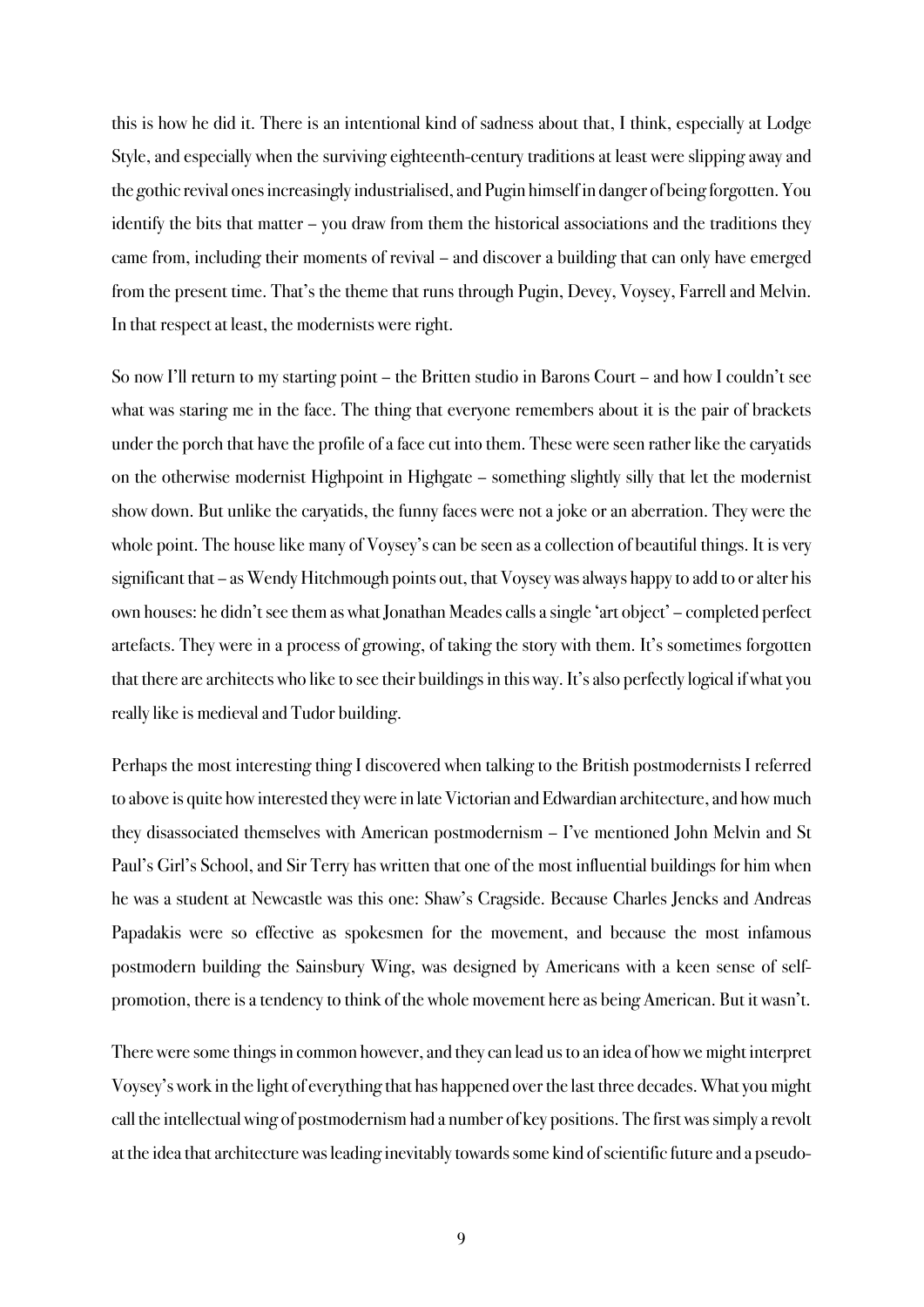this is how he did it. There is an intentional kind of sadness about that, I think, especially at Lodge Style, and especially when the surviving eighteenth-century traditions at least were slipping away and the gothic revival ones increasingly industrialised, and Pugin himself in danger of being forgotten. You identify the bits that matter – you draw from them the historical associations and the traditions they came from, including their moments of revival – and discover a building that can only have emerged from the present time. That's the theme that runs through Pugin, Devey, Voysey, Farrell and Melvin. In that respect at least, the modernists were right.

So now I'll return to my starting point – the Britten studio in Barons Court – and how I couldn't see what was staring me in the face. The thing that everyone remembers about it is the pair of brackets under the porch that have the profile of a face cut into them. These were seen rather like the caryatids on the otherwise modernist Highpoint in Highgate – something slightly silly that let the modernist show down. But unlike the caryatids, the funny faces were not a joke or an aberration. They were the whole point. The house like many of Voysey's can be seen as a collection of beautiful things. It is very significant that – as Wendy Hitchmough points out, that Voysey was always happy to add to or alter his own houses: he didn't see them as what Jonathan Meades calls a single 'art object' – completed perfect artefacts. They were in a process of growing, of taking the story with them. It's sometimes forgotten that there are architects who like to see their buildings in this way. It's also perfectly logical if what you really like is medieval and Tudor building.

Perhaps the most interesting thing I discovered when talking to the British postmodernists I referred to above is quite how interested they were in late Victorian and Edwardian architecture, and how much they disassociated themselves with American postmodernism – I've mentioned John Melvin and St Paul's Girl's School, and Sir Terry has written that one of the most influential buildings for him when he was a student at Newcastle was this one: Shaw's Cragside. Because Charles Jencks and Andreas Papadakis were so effective as spokesmen for the movement, and because the most infamous postmodern building the Sainsbury Wing, was designed by Americans with a keen sense of self-promotion, there is a tendency to think of the whole movement here as being American. But it wasn't.

There were some things in common however, and they can lead us to an idea of how we might interpret Voysey's work in the light of everything that has happened over the last three decades. What you might call the intellectual wing of postmodernism had a number of key positions. The first was simply a revolt at the idea that architecture was leading inevitably towards some kind of scientific future and a pseudo-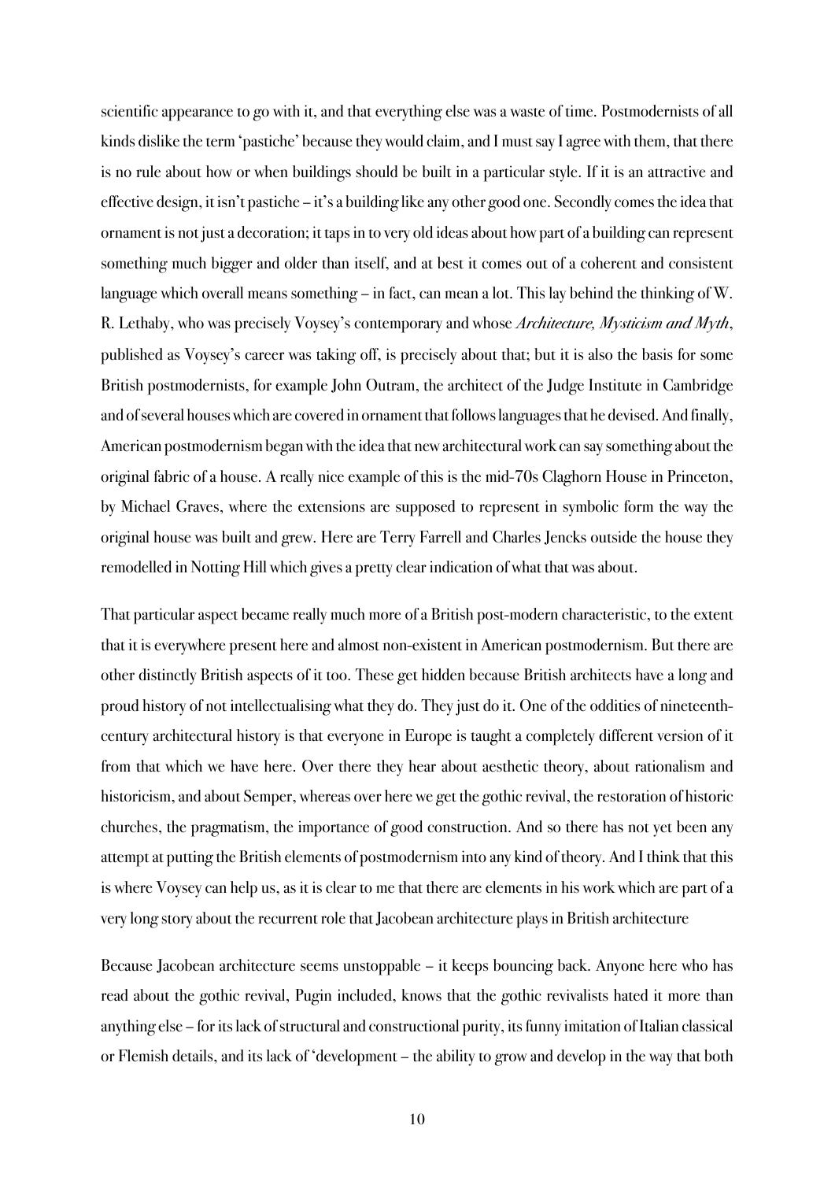scientific appearance to go with it, and that everything else was a waste of time. Postmodernists of all kinds dislike the term 'pastiche' because they would claim, and I must say I agree with them, that there is no rule about how or when buildings should be built in a particular style. If it is an attractive and effective design, it isn't pastiche – it's a building like any other good one. Secondly comes the idea that ornament is not just a decoration; it taps in to very old ideas about how part of a building can represent something much bigger and older than itself, and at best it comes out of a coherent and consistent language which overall means something – in fact, can mean a lot. This lay behind the thinking of W. R. Lethaby, who was precisely Voysey's contemporary and whose *Architecture, Mysticism and Myth*, published as Voysey's career was taking off, is precisely about that; but it is also the basis for some British postmodernists, for example John Outram, the architect of the Judge Institute in Cambridge and of several houses which are covered in ornament that follows languages that he devised. And finally, American postmodernism began with the idea that new architectural work can say something about the original fabric of a house. A really nice example of this is the mid-70s Claghorn House in Princeton, by Michael Graves, where the extensions are supposed to represent in symbolic form the way the original house was built and grew. Here are Terry Farrell and Charles Jencks outside the house they remodelled in Notting Hill which gives a pretty clear indication of what that was about.

That particular aspect became really much more of a British post-modern characteristic, to the extent that it is everywhere present here and almost non-existent in American postmodernism. But there are other distinctly British aspects of it too. These get hidden because British architects have a long and proud history of not intellectualising what they do. They just do it. One of the oddities of nineteenth-century architectural history is that everyone in Europe is taught a completely different version of it from that which we have here. Over there they hear about aesthetic theory, about rationalism and historicism, and about Semper, whereas over here we get the gothic revival, the restoration of historic churches, the pragmatism, the importance of good construction. And so there has not yet been any attempt at putting the British elements of postmodernism into any kind of theory. And I think that this is where Voysey can help us, as it is clear to me that there are elements in his work which are part of a very long story about the recurrent role that Jacobean architecture plays in British architecture

Because Jacobean architecture seems unstoppable – it keeps bouncing back. Anyone here who has read about the gothic revival, Pugin included, knows that the gothic revivalists hated it more than anything else – for its lack of structural and constructional purity, its funny imitation of Italian classical or Flemish details, and its lack of 'development – the ability to grow and develop in the way that both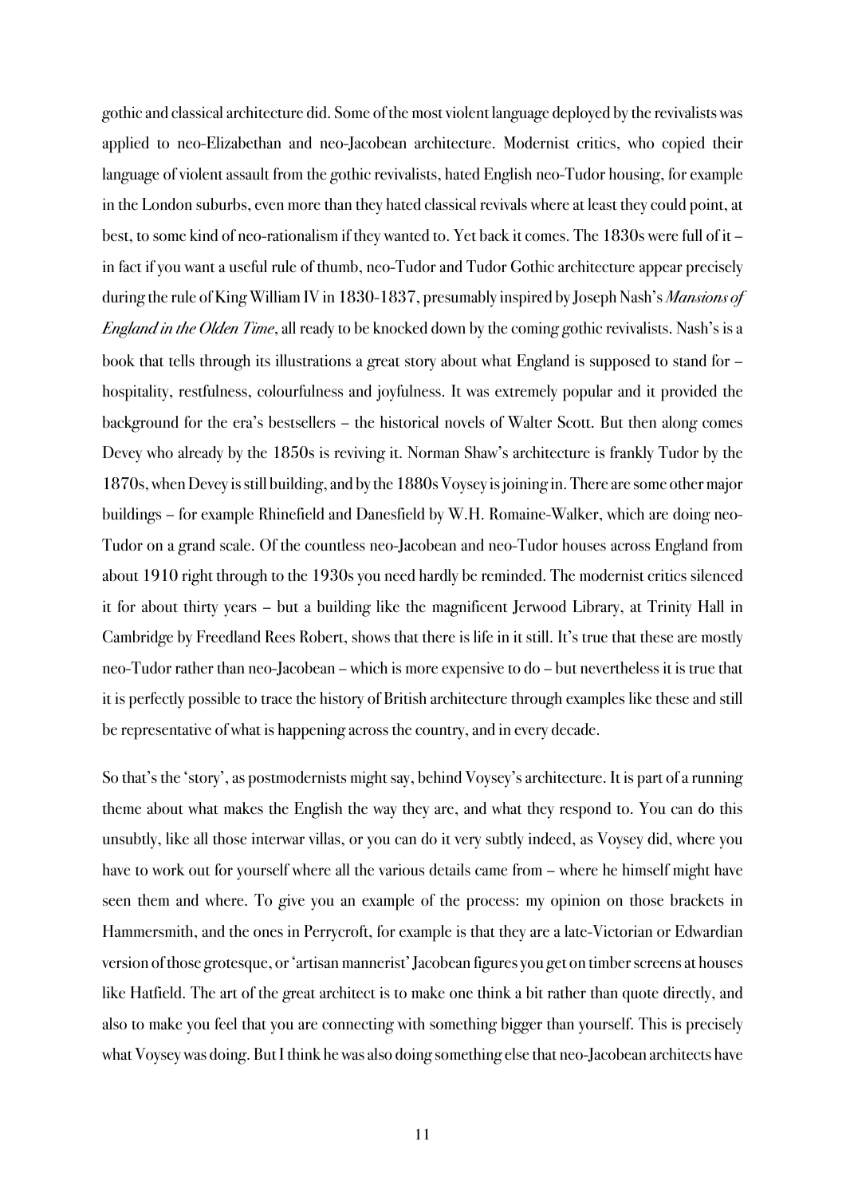gothic and classical architecture did. Some of the most violent language deployed by the revivalists was applied to neo-Elizabethan and neo-Jacobean architecture. Modernist critics, who copied their language of violent assault from the gothic revivalists, hated English neo-Tudor housing, for example in the London suburbs, even more than they hated classical revivals where at least they could point, at best, to some kind of neo-rationalism if they wanted to. Yet back it comes. The 1830s were full of it – in fact if you want a useful rule of thumb, neo-Tudor and Tudor Gothic architecture appear precisely during the rule of King William IV in 1830-1837, presumably inspired by Joseph Nash's *Mansions of England in the Olden Time*, all ready to be knocked down by the coming gothic revivalists. Nash's is a book that tells through its illustrations a great story about what England is supposed to stand for – hospitality, restfulness, colourfulness and joyfulness. It was extremely popular and it provided the background for the era's bestsellers – the historical novels of Walter Scott. But then along comes Devey who already by the 1850s is reviving it. Norman Shaw's architecture is frankly Tudor by the 1870s, when Devey is still building, and by the 1880s Voysey is joining in. There are some other major buildings – for example Rhinefield and Danesfield by W.H. Romaine-Walker, which are doing neo-Tudor on a grand scale. Of the countless neo-Jacobean and neo-Tudor houses across England from about 1910 right through to the 1930s you need hardly be reminded. The modernist critics silenced it for about thirty years – but a building like the magnificent Jerwood Library, at Trinity Hall in Cambridge by Freedland Rees Robert, shows that there is life in it still. It's true that these are mostly neo-Tudor rather than neo-Jacobean – which is more expensive to do – but nevertheless it is true that it is perfectly possible to trace the history of British architecture through examples like these and still be representative of what is happening across the country, and in every decade.

So that's the 'story', as postmodernists might say, behind Voysey's architecture. It is part of a running theme about what makes the English the way they are, and what they respond to. You can do this unsubtly, like all those interwar villas, or you can do it very subtly indeed, as Voysey did, where you have to work out for yourself where all the various details came from – where he himself might have seen them and where. To give you an example of the process: my opinion on those brackets in Hammersmith, and the ones in Perrycroft, for example is that they are a late-Victorian or Edwardian version of those grotesque, or 'artisan mannerist' Jacobean figures you get on timber screens at houses like Hatfield. The art of the great architect is to make one think a bit rather than quote directly, and also to make you feel that you are connecting with something bigger than yourself. This is precisely what Voysey was doing. But I think he was also doing something else that neo-Jacobean architects have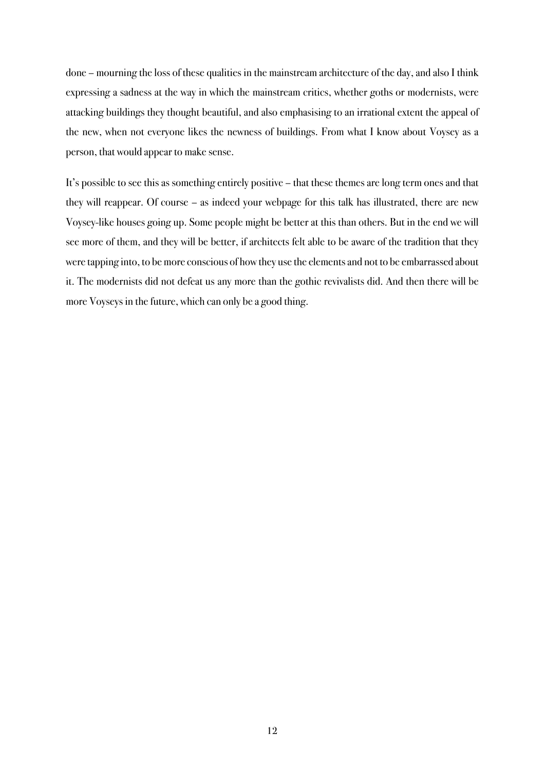done – mourning the loss of these qualities in the mainstream architecture of the day, and also I think expressing a sadness at the way in which the mainstream critics, whether goths or modernists, were attacking buildings they thought beautiful, and also emphasising to an irrational extent the appeal of the new, when not everyone likes the newness of buildings. From what I know about Voysey as a person, that would appear to make sense.

It's possible to see this as something entirely positive – that these themes are long term ones and that they will reappear. Of course – as indeed your webpage for this talk has illustrated, there are new Voysey-like houses going up. Some people might be better at this than others. But in the end we will see more of them, and they will be better, if architects felt able to be aware of the tradition that they were tapping into, to be more conscious of how they use the elements and not to be embarrassed about it. The modernists did not defeat us any more than the gothic revivalists did. And then there will be more Voyseys in the future, which can only be a good thing.